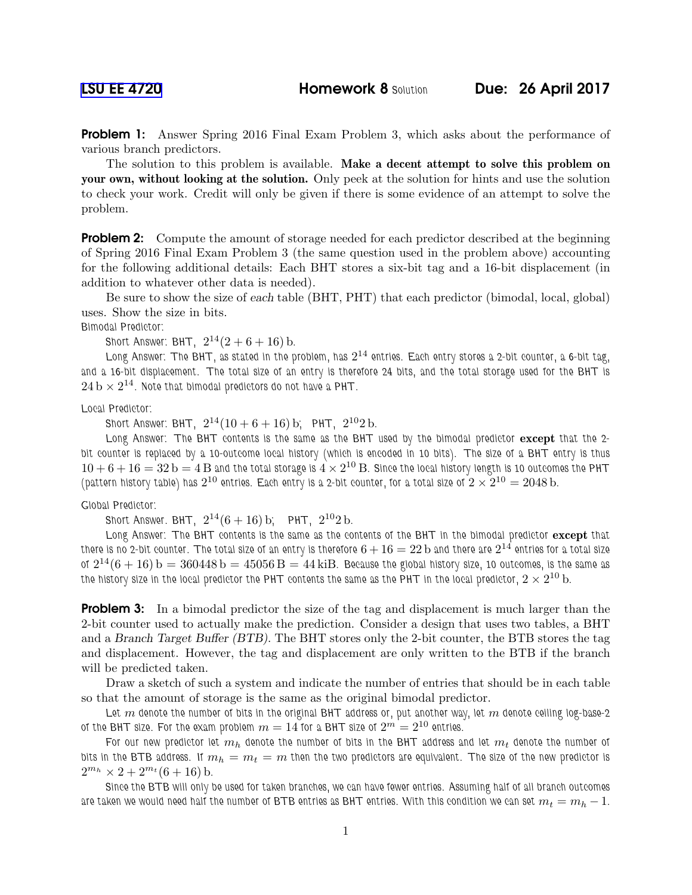[LSU EE 4720](#) **Homework 8** Solution **Due: 26 April 2017**

**Problem 1:** Answer Spring 2016 Final Exam Problem 3, which asks about the performance of various branch predictors.

The solution to this problem is available. **Make a decent attempt to solve this problem on your own, without looking at the solution.** Only peek at the solution for hints and use the solution to check your work. Credit will only be given if there is some evidence of an attempt to solve the problem.

**Problem 2:** Compute the amount of storage needed for each predictor described at the beginning of Spring 2016 Final Exam Problem 3 (the same question used in the problem above) accounting for the following additional details: Each BHT stores a six-bit tag and a 16-bit displacement (in addition to whatever other data is needed).

Be sure to show the size of *each* table (BHT, PHT) that each predictor (bimodal, local, global) uses. Show the size in bits.

Bimodal Predictor:

Short Answer: BHT, $2^{14}(2 + 6 + 16)$ b.

Long Answer: The BHT, as stated in the problem, has $2^{14}$ entries. Each entry stores a 2-bit counter, a 6-bit tag, and a 16-bit displacement. The total size of an entry is therefore 24 bits, and the total storage used for the BHT is $24\,\text{b} \times 2^{14}$. Note that bimodal predictors do not have a PHT.

Local Predictor:

Short Answer: BHT, $2^{14}(10 + 6 + 16)$ b; PHT, $2^{10}2$ b.

Long Answer: The BHT contents is the same as the BHT used by the bimodal predictor **except** that the 2-bit counter is replaced by a 10-outcome local history (which is encoded in 10 bits). The size of a BHT entry is thus $10 + 6 + 16 = 32\,\text{b} = 4\,\text{B}$ and the total storage is $4 \times 2^{10}\,\text{B}$. Since the local history length is 10 outcomes the PHT (pattern history table) has $2^{10}$ entries. Each entry is a 2-bit counter, for a total size of $2 \times 2^{10} = 2048\,\text{b}$.

Global Predictor:

Short Answer. BHT, $2^{14}(6 + 16)$ b; PHT, $2^{10}2$ b.

Long Answer: The BHT contents is the same as the contents of the BHT in the bimodal predictor **except** that there is no 2-bit counter. The total size of an entry is therefore $6 + 16 = 22\,\text{b}$ and there are $2^{14}$ entries for a total size of $2^{14}(6 + 16)\,\text{b} = 360448\,\text{b} = 45056\,\text{B} = 44\,\text{kiB}$. Because the global history size, 10 outcomes, is the same as the history size in the local predictor the PHT contents the same as the PHT in the local predictor, $2 \times 2^{10}$ b.

**Problem 3:** In a bimodal predictor the size of the tag and displacement is much larger than the 2-bit counter used to actually make the prediction. Consider a design that uses two tables, a BHT and a *Branch Target Buffer (BTB)*. The BHT stores only the 2-bit counter, the BTB stores the tag and displacement. However, the tag and displacement are only written to the BTB if the branch will be predicted taken.

Draw a sketch of such a system and indicate the number of entries that should be in each table so that the amount of storage is the same as the original bimodal predictor.

Let $m$ denote the number of bits in the original BHT address or, put another way, let $m$ denote ceiling log-base-2 of the BHT size. For the exam problem $m = 14$ for a BHT size of $2^m = 2^{10}$ entries.

For our new predictor let $m_h$ denote the number of bits in the BHT address and let $m_t$ denote the number of bits in the BTB address. If $m_h = m_t = m$ then the two predictors are equivalent. The size of the new predictor is $2^{m_h} \times 2 + 2^{m_t}(6 + 16)$ b.

Since the BTB will only be used for taken branches, we can have fewer entries. Assuming half of all branch outcomes are taken we would need half the number of BTB entries as BHT entries. With this condition we can set $m_t = m_h - 1$.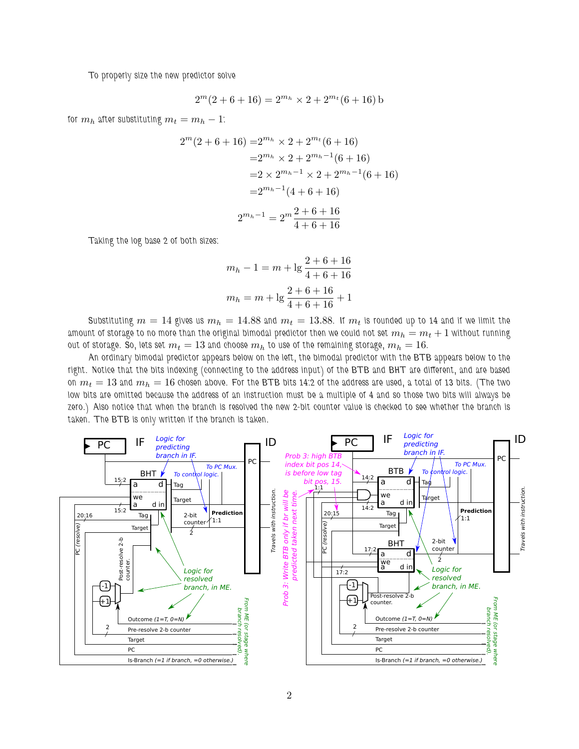To properly size the new predictor solve

$$2^m(2+6+16) = 2^{m_h} \times 2 + 2^{m_t}(6+16)\,\text{b}$$

for $m_h$ after substituting $m_t = m_h - 1$:

$$\begin{aligned}
2^m(2+6+16) =& 2^{m_h} \times 2 + 2^{m_t}(6+16) \\
=& 2^{m_h} \times 2 + 2^{m_h-1}(6+16) \\
=& 2 \times 2^{m_h-1} \times 2 + 2^{m_h-1}(6+16) \\
=& 2^{m_h-1}(4+6+16)
\end{aligned}$$

$$2^{m_h-1} = 2^m \frac{2+6+16}{4+6+16}$$

Taking the log base 2 of both sizes:

$$m_h - 1 = m + \lg \frac{2+6+16}{4+6+16}$$

$$m_h = m + \lg \frac{2+6+16}{4+6+16} + 1$$

Substituting $m = 14$ gives us $m_h = 14.88$ and $m_t = 13.88$. If $m_t$ is rounded up to 14 and if we limit the amount of storage to no more than the original bimodal predictor then we could not set $m_h = m_t + 1$ without running out of storage. So, lets set $m_t = 13$ and choose $m_h$ to use of the remaining storage, $m_h = 16$.

An ordinary bimodal predictor appears below on the left, the bimodal predictor with the BTB appears below to the right. Notice that the bits indexing (connecting to the address input) of the BTB and BHT are different, and are based on $m_t = 13$ and $m_h = 16$ chosen above. For the BTB bits 14:2 of the address are used, a total of 13 bits. (The two low bits are omitted because the address of an instruction must be a multiple of 4 and so those two bits will always be zero.) Also notice that when the branch is resolved the new 2-bit counter value is checked to see whether the branch is taken. The BTB is only written if the branch is taken.